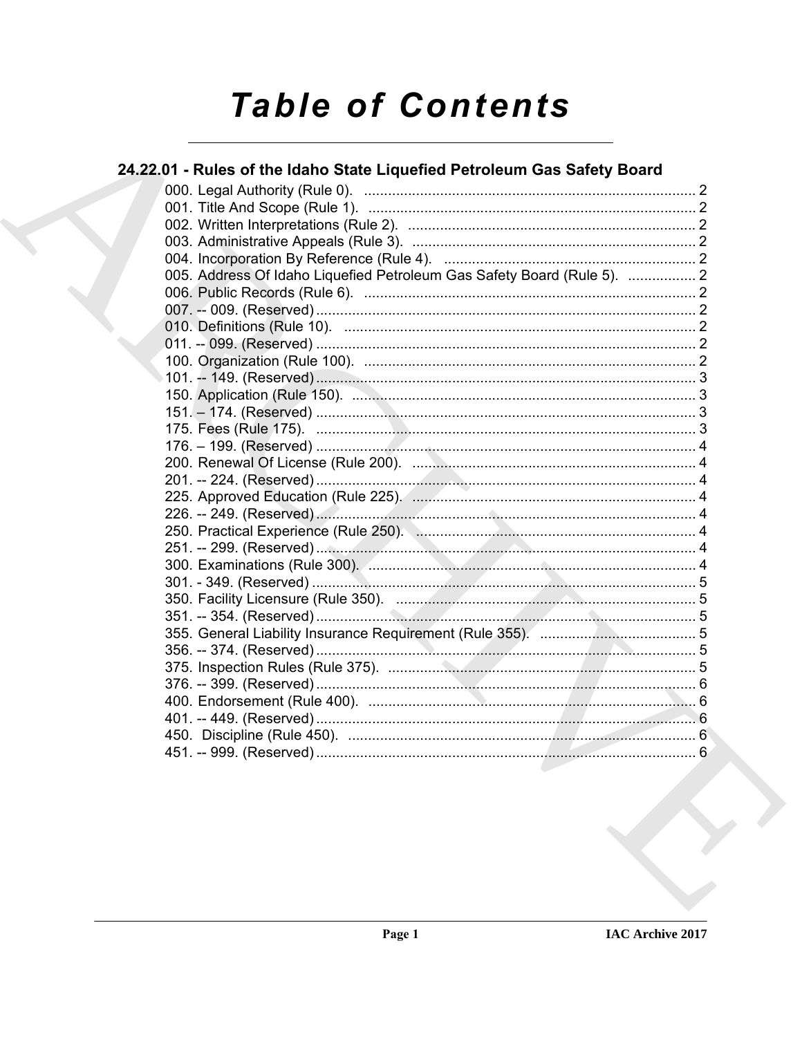# Table of Contents

## 24.22.01 - Rules of the Idaho State Liquefied Petroleum Gas Safety Board

000. Legal Authority (Rule 0). .... 2
001. Title And Scope (Rule 1). .... 2
002. Written Interpretations (Rule 2). .... 2
003. Administrative Appeals (Rule 3). .... 2
004. Incorporation By Reference (Rule 4). .... 2
005. Address Of Idaho Liquefied Petroleum Gas Safety Board (Rule 5). .... 2
006. Public Records (Rule 6). .... 2
007. -- 009. (Reserved) .... 2
010. Definitions (Rule 10). .... 2
011. -- 099. (Reserved) .... 2
100. Organization (Rule 100). .... 2
101. -- 149. (Reserved) .... 3
150. Application (Rule 150). .... 3
151. – 174. (Reserved) .... 3
175. Fees (Rule 175). .... 3
176. – 199. (Reserved) .... 4
200. Renewal Of License (Rule 200). .... 4
201. -- 224. (Reserved) .... 4
225. Approved Education (Rule 225). .... 4
226. -- 249. (Reserved) .... 4
250. Practical Experience (Rule 250). .... 4
251. -- 299. (Reserved) .... 4
300. Examinations (Rule 300). .... 4
301. - 349. (Reserved) .... 5
350. Facility Licensure (Rule 350). .... 5
351. -- 354. (Reserved) .... 5
355. General Liability Insurance Requirement (Rule 355). .... 5
356. -- 374. (Reserved) .... 5
375. Inspection Rules (Rule 375). .... 5
376. -- 399. (Reserved) .... 6
400. Endorsement (Rule 400). .... 6
401. -- 449. (Reserved) .... 6
450. Discipline (Rule 450). .... 6
451. -- 999. (Reserved) .... 6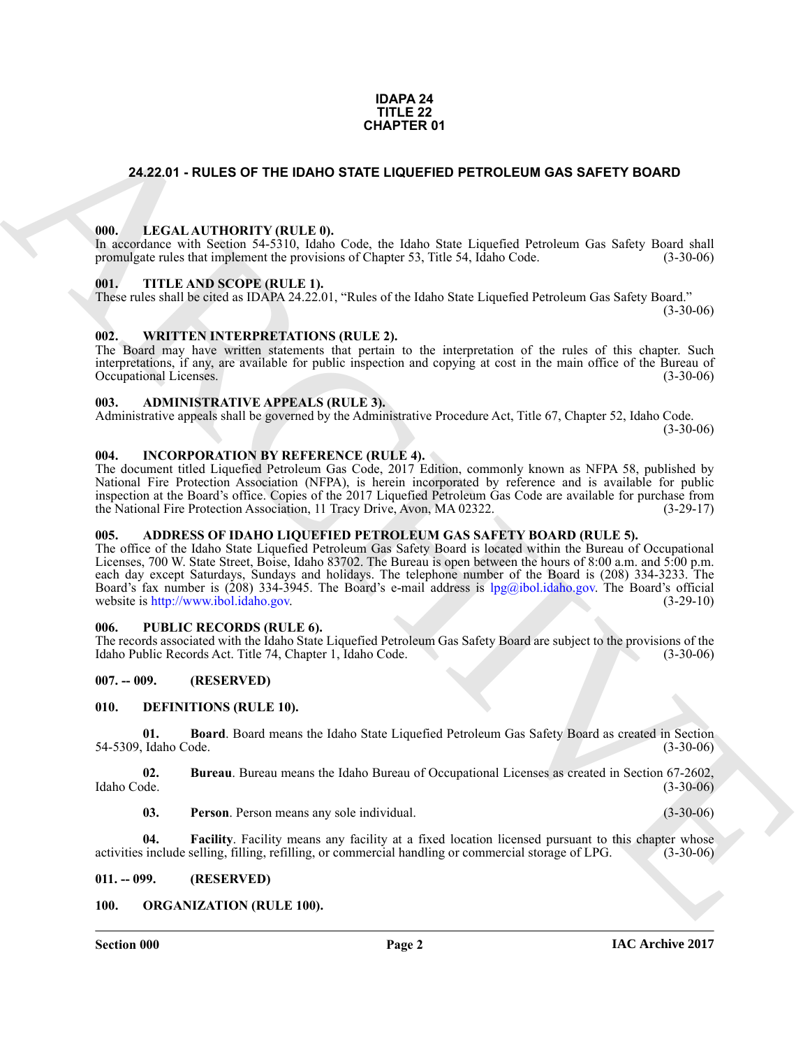**IDAPA 24**
**TITLE 22**
**CHAPTER 01**

# 24.22.01 - RULES OF THE IDAHO STATE LIQUEFIED PETROLEUM GAS SAFETY BOARD

### 000. LEGAL AUTHORITY (RULE 0).

In accordance with Section 54-5310, Idaho Code, the Idaho State Liquefied Petroleum Gas Safety Board shall promulgate rules that implement the provisions of Chapter 53, Title 54, Idaho Code. (3-30-06)

### 001. TITLE AND SCOPE (RULE 1).

These rules shall be cited as IDAPA 24.22.01, "Rules of the Idaho State Liquefied Petroleum Gas Safety Board." (3-30-06)

### 002. WRITTEN INTERPRETATIONS (RULE 2).

The Board may have written statements that pertain to the interpretation of the rules of this chapter. Such interpretations, if any, are available for public inspection and copying at cost in the main office of the Bureau of Occupational Licenses. (3-30-06)

### 003. ADMINISTRATIVE APPEALS (RULE 3).

Administrative appeals shall be governed by the Administrative Procedure Act, Title 67, Chapter 52, Idaho Code. (3-30-06)

### 004. INCORPORATION BY REFERENCE (RULE 4).

The document titled Liquefied Petroleum Gas Code, 2017 Edition, commonly known as NFPA 58, published by National Fire Protection Association (NFPA), is herein incorporated by reference and is available for public inspection at the Board's office. Copies of the 2017 Liquefied Petroleum Gas Code are available for purchase from the National Fire Protection Association, 11 Tracy Drive, Avon, MA 02322. (3-29-17)

### 005. ADDRESS OF IDAHO LIQUEFIED PETROLEUM GAS SAFETY BOARD (RULE 5).

The office of the Idaho State Liquefied Petroleum Gas Safety Board is located within the Bureau of Occupational Licenses, 700 W. State Street, Boise, Idaho 83702. The Bureau is open between the hours of 8:00 a.m. and 5:00 p.m. each day except Saturdays, Sundays and holidays. The telephone number of the Board is (208) 334-3233. The Board's fax number is (208) 334-3945. The Board's e-mail address is lpg@ibol.idaho.gov. The Board's official website is http://www.ibol.idaho.gov. (3-29-10)

### 006. PUBLIC RECORDS (RULE 6).

The records associated with the Idaho State Liquefied Petroleum Gas Safety Board are subject to the provisions of the Idaho Public Records Act. Title 74, Chapter 1, Idaho Code. (3-30-06)

### 007. -- 009. (RESERVED)

### 010. DEFINITIONS (RULE 10).

**01. Board**. Board means the Idaho State Liquefied Petroleum Gas Safety Board as created in Section 54-5309, Idaho Code. (3-30-06)

**02. Bureau**. Bureau means the Idaho Bureau of Occupational Licenses as created in Section 67-2602, Idaho Code. (3-30-06)

**03. Person**. Person means any sole individual. (3-30-06)

**04. Facility**. Facility means any facility at a fixed location licensed pursuant to this chapter whose activities include selling, filling, refilling, or commercial handling or commercial storage of LPG. (3-30-06)

### 011. -- 099. (RESERVED)

### 100. ORGANIZATION (RULE 100).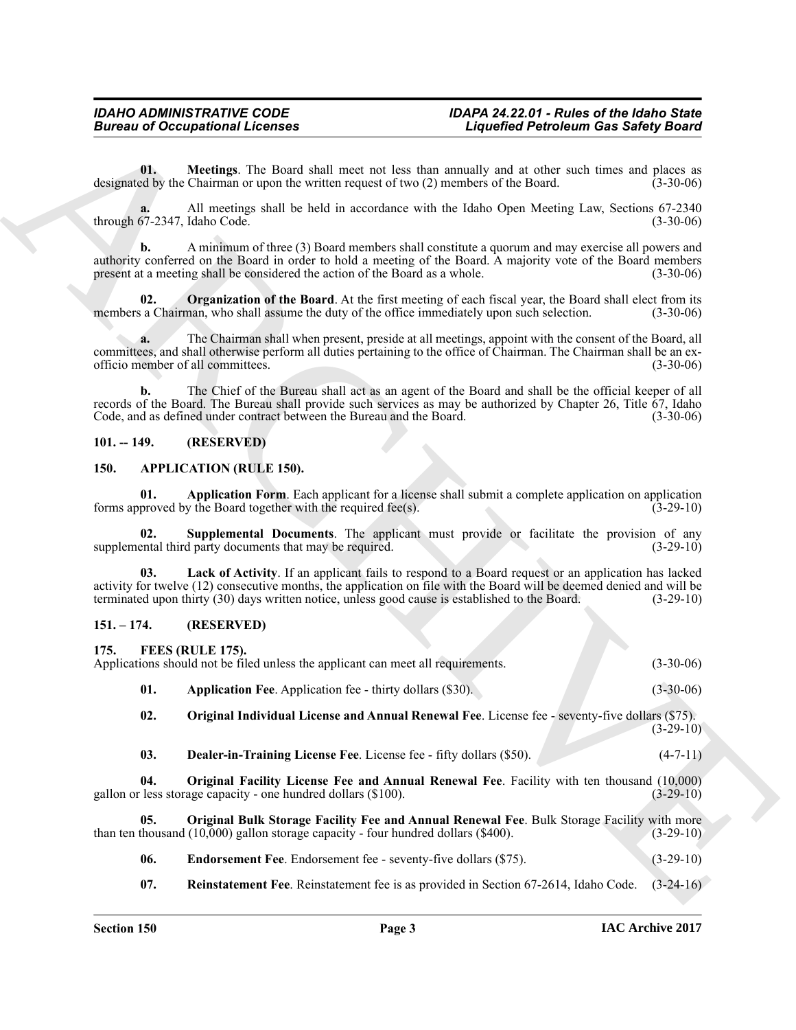**01. Meetings**. The Board shall meet not less than annually and at other such times and places as designated by the Chairman or upon the written request of two (2) members of the Board. (3-30-06)

**a.** All meetings shall be held in accordance with the Idaho Open Meeting Law, Sections 67-2340 through 67-2347, Idaho Code. (3-30-06)

**b.** A minimum of three (3) Board members shall constitute a quorum and may exercise all powers and authority conferred on the Board in order to hold a meeting of the Board. A majority vote of the Board members present at a meeting shall be considered the action of the Board as a whole. (3-30-06)

**02. Organization of the Board**. At the first meeting of each fiscal year, the Board shall elect from its members a Chairman, who shall assume the duty of the office immediately upon such selection. (3-30-06)

**a.** The Chairman shall when present, preside at all meetings, appoint with the consent of the Board, all committees, and shall otherwise perform all duties pertaining to the office of Chairman. The Chairman shall be an ex-officio member of all committees. (3-30-06)

**b.** The Chief of the Bureau shall act as an agent of the Board and shall be the official keeper of all records of the Board. The Bureau shall provide such services as may be authorized by Chapter 26, Title 67, Idaho Code, and as defined under contract between the Bureau and the Board. (3-30-06)

## 101. -- 149. (RESERVED)

## 150. APPLICATION (RULE 150).

**01. Application Form**. Each applicant for a license shall submit a complete application on application forms approved by the Board together with the required fee(s). (3-29-10)

**02. Supplemental Documents**. The applicant must provide or facilitate the provision of any supplemental third party documents that may be required. (3-29-10)

**03. Lack of Activity**. If an applicant fails to respond to a Board request or an application has lacked activity for twelve (12) consecutive months, the application on file with the Board will be deemed denied and will be terminated upon thirty (30) days written notice, unless good cause is established to the Board. (3-29-10)

## 151. – 174. (RESERVED)

## 175. FEES (RULE 175).

Applications should not be filed unless the applicant can meet all requirements. (3-30-06)

**01. Application Fee**. Application fee - thirty dollars ($30). (3-30-06)

**02. Original Individual License and Annual Renewal Fee**. License fee - seventy-five dollars ($75). (3-29-10)

**03. Dealer-in-Training License Fee**. License fee - fifty dollars ($50). (4-7-11)

**04. Original Facility License Fee and Annual Renewal Fee**. Facility with ten thousand (10,000) gallon or less storage capacity - one hundred dollars ($100). (3-29-10)

**05. Original Bulk Storage Facility Fee and Annual Renewal Fee**. Bulk Storage Facility with more than ten thousand (10,000) gallon storage capacity - four hundred dollars ($400). (3-29-10)

**06. Endorsement Fee**. Endorsement fee - seventy-five dollars ($75). (3-29-10)

**07. Reinstatement Fee**. Reinstatement fee is as provided in Section 67-2614, Idaho Code. (3-24-16)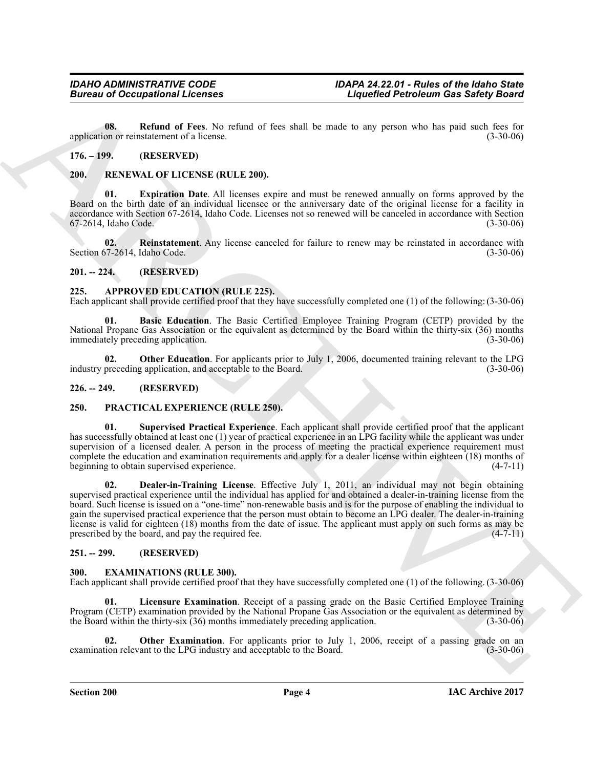**08. Refund of Fees**. No refund of fees shall be made to any person who has paid such fees for application or reinstatement of a license. (3-30-06)

## 176. – 199. (RESERVED)

## 200. RENEWAL OF LICENSE (RULE 200).

**01. Expiration Date**. All licenses expire and must be renewed annually on forms approved by the Board on the birth date of an individual licensee or the anniversary date of the original license for a facility in accordance with Section 67-2614, Idaho Code. Licenses not so renewed will be canceled in accordance with Section 67-2614, Idaho Code. (3-30-06)

**02. Reinstatement**. Any license canceled for failure to renew may be reinstated in accordance with Section 67-2614, Idaho Code. (3-30-06)

## 201. -- 224. (RESERVED)

## 225. APPROVED EDUCATION (RULE 225).

Each applicant shall provide certified proof that they have successfully completed one (1) of the following: (3-30-06)

**01. Basic Education**. The Basic Certified Employee Training Program (CETP) provided by the National Propane Gas Association or the equivalent as determined by the Board within the thirty-six (36) months immediately preceding application. (3-30-06)

**02. Other Education**. For applicants prior to July 1, 2006, documented training relevant to the LPG industry preceding application, and acceptable to the Board. (3-30-06)

## 226. -- 249. (RESERVED)

## 250. PRACTICAL EXPERIENCE (RULE 250).

**01. Supervised Practical Experience**. Each applicant shall provide certified proof that the applicant has successfully obtained at least one (1) year of practical experience in an LPG facility while the applicant was under supervision of a licensed dealer. A person in the process of meeting the practical experience requirement must complete the education and examination requirements and apply for a dealer license within eighteen (18) months of beginning to obtain supervised experience. (4-7-11)

**02. Dealer-in-Training License**. Effective July 1, 2011, an individual may not begin obtaining supervised practical experience until the individual has applied for and obtained a dealer-in-training license from the board. Such license is issued on a "one-time" non-renewable basis and is for the purpose of enabling the individual to gain the supervised practical experience that the person must obtain to become an LPG dealer. The dealer-in-training license is valid for eighteen (18) months from the date of issue. The applicant must apply on such forms as may be prescribed by the board, and pay the required fee. (4-7-11)

## 251. -- 299. (RESERVED)

## 300. EXAMINATIONS (RULE 300).

Each applicant shall provide certified proof that they have successfully completed one (1) of the following. (3-30-06)

**01. Licensure Examination**. Receipt of a passing grade on the Basic Certified Employee Training Program (CETP) examination provided by the National Propane Gas Association or the equivalent as determined by the Board within the thirty-six (36) months immediately preceding application. (3-30-06)

**02. Other Examination**. For applicants prior to July 1, 2006, receipt of a passing grade on an examination relevant to the LPG industry and acceptable to the Board. (3-30-06)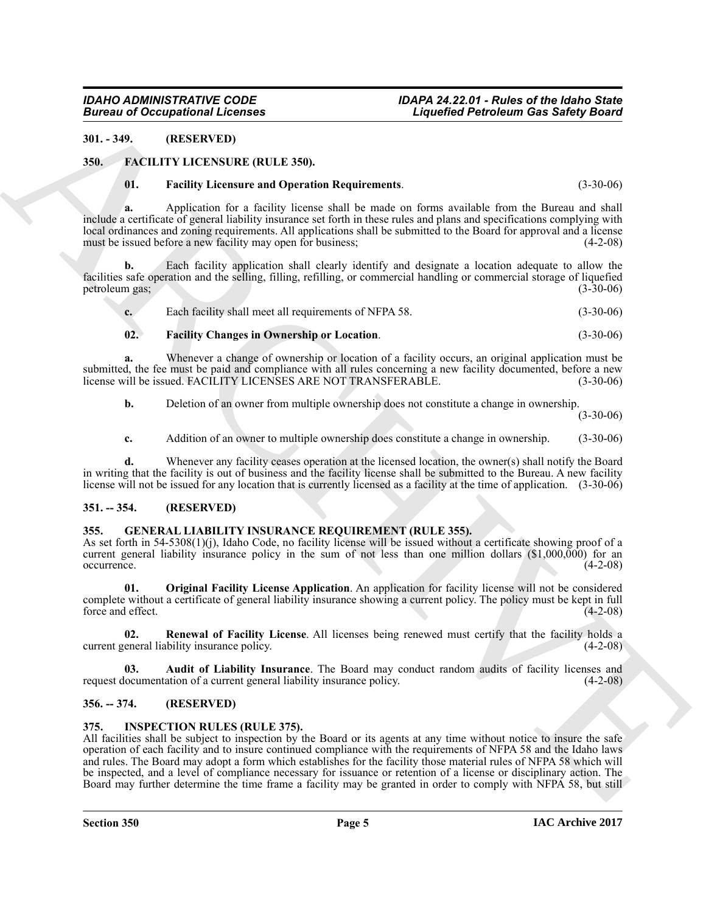### 301. - 349. (RESERVED)

### 350. FACILITY LICENSURE (RULE 350).

**01. Facility Licensure and Operation Requirements**. (3-30-06)

**a.** Application for a facility license shall be made on forms available from the Bureau and shall include a certificate of general liability insurance set forth in these rules and plans and specifications complying with local ordinances and zoning requirements. All applications shall be submitted to the Board for approval and a license must be issued before a new facility may open for business; (4-2-08)

**b.** Each facility application shall clearly identify and designate a location adequate to allow the facilities safe operation and the selling, filling, refilling, or commercial handling or commercial storage of liquefied petroleum gas; (3-30-06)

**c.** Each facility shall meet all requirements of NFPA 58. (3-30-06)

**02. Facility Changes in Ownership or Location**. (3-30-06)

**a.** Whenever a change of ownership or location of a facility occurs, an original application must be submitted, the fee must be paid and compliance with all rules concerning a new facility documented, before a new license will be issued. FACILITY LICENSES ARE NOT TRANSFERABLE. (3-30-06)

**b.** Deletion of an owner from multiple ownership does not constitute a change in ownership. (3-30-06)

**c.** Addition of an owner to multiple ownership does constitute a change in ownership. (3-30-06)

**d.** Whenever any facility ceases operation at the licensed location, the owner(s) shall notify the Board in writing that the facility is out of business and the facility license shall be submitted to the Bureau. A new facility license will not be issued for any location that is currently licensed as a facility at the time of application. (3-30-06)

### 351. -- 354. (RESERVED)

### 355. GENERAL LIABILITY INSURANCE REQUIREMENT (RULE 355).

As set forth in 54-5308(1)(j), Idaho Code, no facility license will be issued without a certificate showing proof of a current general liability insurance policy in the sum of not less than one million dollars ($1,000,000) for an occurrence. (4-2-08)

**01. Original Facility License Application**. An application for facility license will not be considered complete without a certificate of general liability insurance showing a current policy. The policy must be kept in full force and effect. (4-2-08)

**02. Renewal of Facility License**. All licenses being renewed must certify that the facility holds a current general liability insurance policy. (4-2-08)

**03. Audit of Liability Insurance**. The Board may conduct random audits of facility licenses and request documentation of a current general liability insurance policy. (4-2-08)

### 356. -- 374. (RESERVED)

### 375. INSPECTION RULES (RULE 375).

All facilities shall be subject to inspection by the Board or its agents at any time without notice to insure the safe operation of each facility and to insure continued compliance with the requirements of NFPA 58 and the Idaho laws and rules. The Board may adopt a form which establishes for the facility those material rules of NFPA 58 which will be inspected, and a level of compliance necessary for issuance or retention of a license or disciplinary action. The Board may further determine the time frame a facility may be granted in order to comply with NFPA 58, but still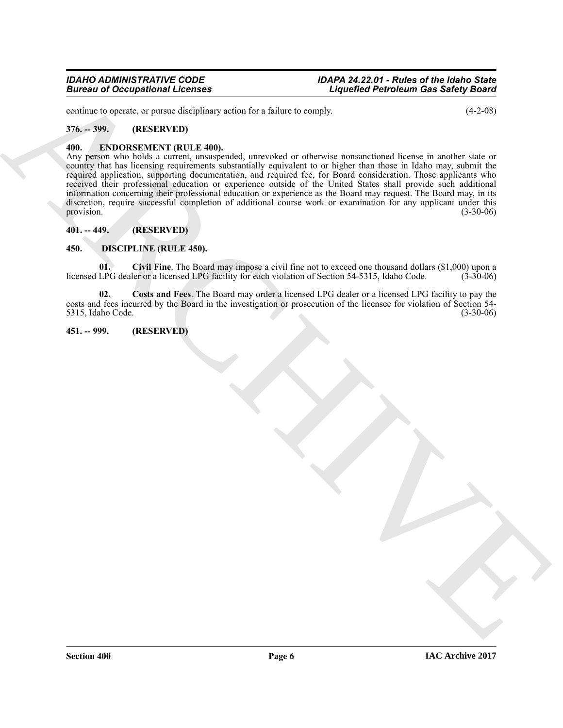continue to operate, or pursue disciplinary action for a failure to comply. (4-2-08)

### 376. -- 399. (RESERVED)

### 400. ENDORSEMENT (RULE 400).

Any person who holds a current, unsuspended, unrevoked or otherwise nonsanctioned license in another state or country that has licensing requirements substantially equivalent to or higher than those in Idaho may, submit the required application, supporting documentation, and required fee, for Board consideration. Those applicants who received their professional education or experience outside of the United States shall provide such additional information concerning their professional education or experience as the Board may request. The Board may, in its discretion, require successful completion of additional course work or examination for any applicant under this provision. (3-30-06)

### 401. -- 449. (RESERVED)

### 450. DISCIPLINE (RULE 450).

**01. Civil Fine**. The Board may impose a civil fine not to exceed one thousand dollars ($1,000) upon a licensed LPG dealer or a licensed LPG facility for each violation of Section 54-5315, Idaho Code. (3-30-06)

**02. Costs and Fees**. The Board may order a licensed LPG dealer or a licensed LPG facility to pay the costs and fees incurred by the Board in the investigation or prosecution of the licensee for violation of Section 54-5315, Idaho Code. (3-30-06)

### 451. -- 999. (RESERVED)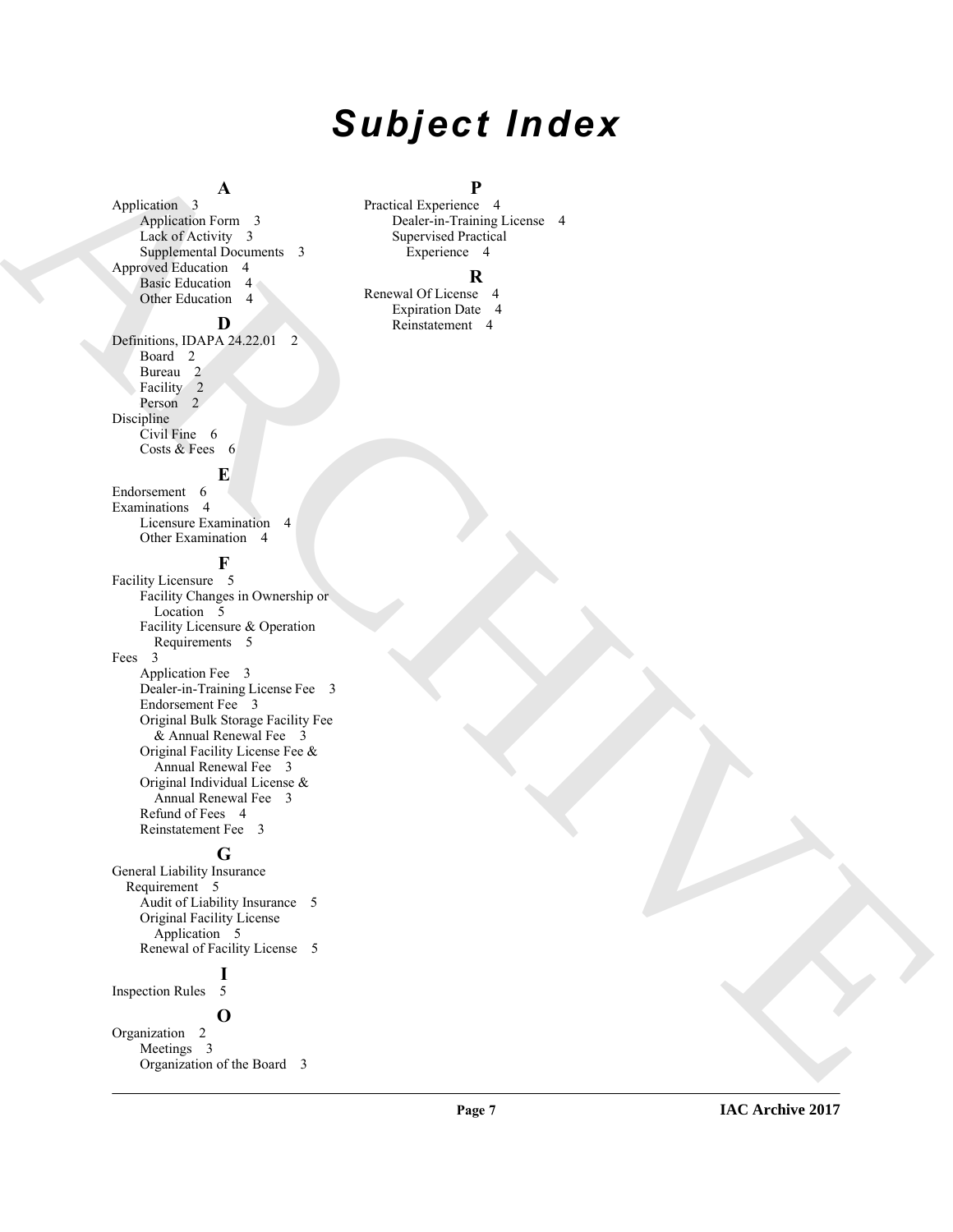# Subject Index

## A

Application 3
- Application Form 3
- Lack of Activity 3
- Supplemental Documents 3

Approved Education 4
- Basic Education 4
- Other Education 4

## D

Definitions, IDAPA 24.22.01 2
- Board 2
- Bureau 2
- Facility 2
- Person 2

Discipline
- Civil Fine 6
- Costs & Fees 6

## E

Endorsement 6

Examinations 4
- Licensure Examination 4
- Other Examination 4

## F

Facility Licensure 5
- Facility Changes in Ownership or Location 5
- Facility Licensure & Operation Requirements 5

Fees 3
- Application Fee 3
- Dealer-in-Training License Fee 3
- Endorsement Fee 3
- Original Bulk Storage Facility Fee & Annual Renewal Fee 3
- Original Facility License Fee & Annual Renewal Fee 3
- Original Individual License & Annual Renewal Fee 3
- Refund of Fees 4
- Reinstatement Fee 3

## G

General Liability Insurance Requirement 5
- Audit of Liability Insurance 5
- Original Facility License Application 5
- Renewal of Facility License 5

## I

Inspection Rules 5

## O

Organization 2
- Meetings 3
- Organization of the Board 3

## P

Practical Experience 4
- Dealer-in-Training License 4
- Supervised Practical Experience 4

## R

Renewal Of License 4
- Expiration Date 4
- Reinstatement 4